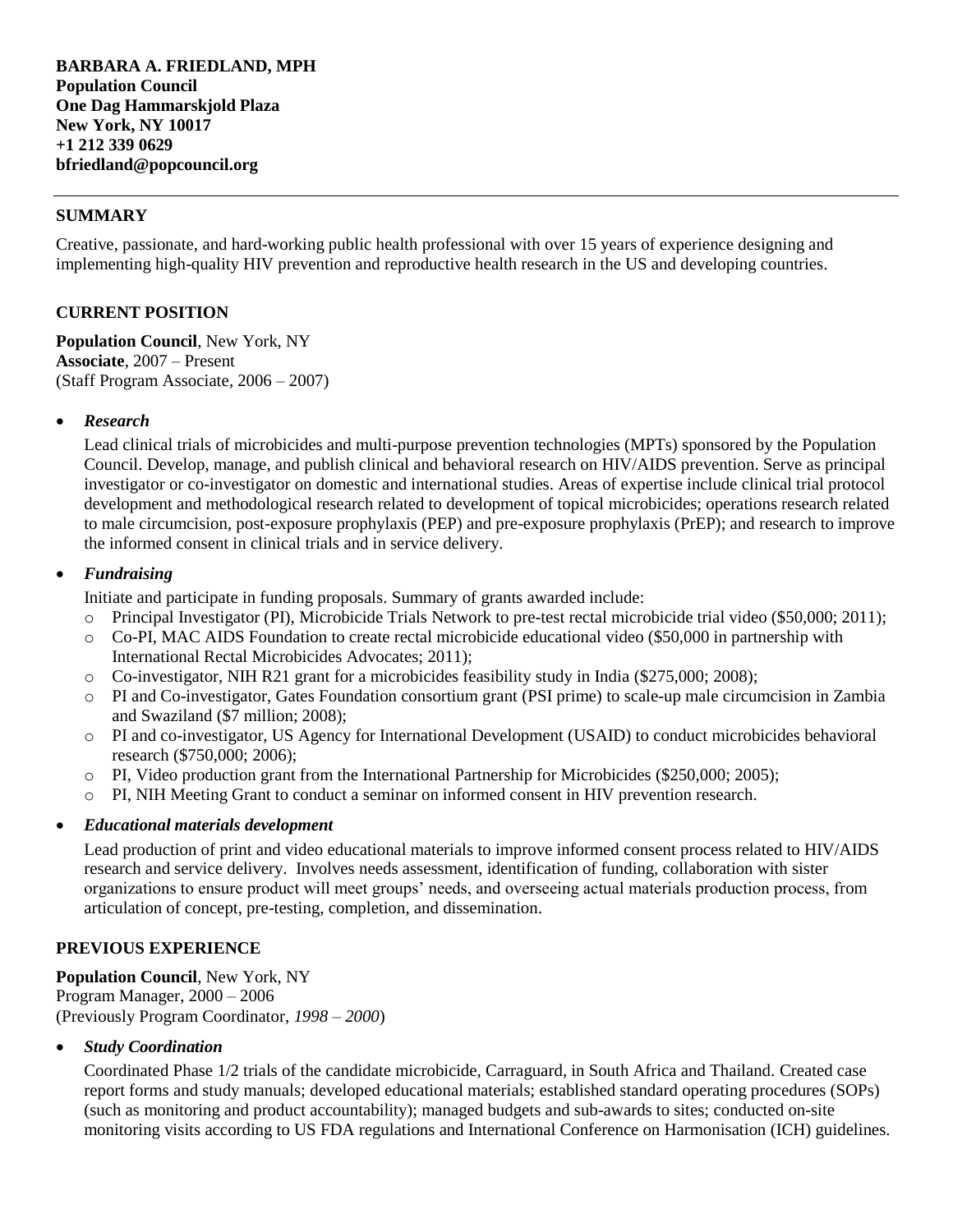**BARBARA A. FRIEDLAND, MPH**
**Population Council**
**One Dag Hammarskjold Plaza**
**New York, NY 10017**
**+1 212 339 0629**
**bfriedland@popcouncil.org**

---

## SUMMARY

Creative, passionate, and hard-working public health professional with over 15 years of experience designing and implementing high-quality HIV prevention and reproductive health research in the US and developing countries.

## CURRENT POSITION

**Population Council**, New York, NY
**Associate**, 2007 – Present
(Staff Program Associate, 2006 – 2007)

- ***Research***

  Lead clinical trials of microbicides and multi-purpose prevention technologies (MPTs) sponsored by the Population Council. Develop, manage, and publish clinical and behavioral research on HIV/AIDS prevention. Serve as principal investigator or co-investigator on domestic and international studies. Areas of expertise include clinical trial protocol development and methodological research related to development of topical microbicides; operations research related to male circumcision, post-exposure prophylaxis (PEP) and pre-exposure prophylaxis (PrEP); and research to improve the informed consent in clinical trials and in service delivery.

- ***Fundraising***

  Initiate and participate in funding proposals. Summary of grants awarded include:
  - Principal Investigator (PI), Microbicide Trials Network to pre-test rectal microbicide trial video ($50,000; 2011);
  - Co-PI, MAC AIDS Foundation to create rectal microbicide educational video ($50,000 in partnership with International Rectal Microbicides Advocates; 2011);
  - Co-investigator, NIH R21 grant for a microbicides feasibility study in India ($275,000; 2008);
  - PI and Co-investigator, Gates Foundation consortium grant (PSI prime) to scale-up male circumcision in Zambia and Swaziland ($7 million; 2008);
  - PI and co-investigator, US Agency for International Development (USAID) to conduct microbicides behavioral research ($750,000; 2006);
  - PI, Video production grant from the International Partnership for Microbicides ($250,000; 2005);
  - PI, NIH Meeting Grant to conduct a seminar on informed consent in HIV prevention research.

- ***Educational materials development***

  Lead production of print and video educational materials to improve informed consent process related to HIV/AIDS research and service delivery. Involves needs assessment, identification of funding, collaboration with sister organizations to ensure product will meet groups' needs, and overseeing actual materials production process, from articulation of concept, pre-testing, completion, and dissemination.

## PREVIOUS EXPERIENCE

**Population Council**, New York, NY
Program Manager, 2000 – 2006
(Previously Program Coordinator, *1998 – 2000*)

- ***Study Coordination***

  Coordinated Phase 1/2 trials of the candidate microbicide, Carraguard, in South Africa and Thailand. Created case report forms and study manuals; developed educational materials; established standard operating procedures (SOPs) (such as monitoring and product accountability); managed budgets and sub-awards to sites; conducted on-site monitoring visits according to US FDA regulations and International Conference on Harmonisation (ICH) guidelines.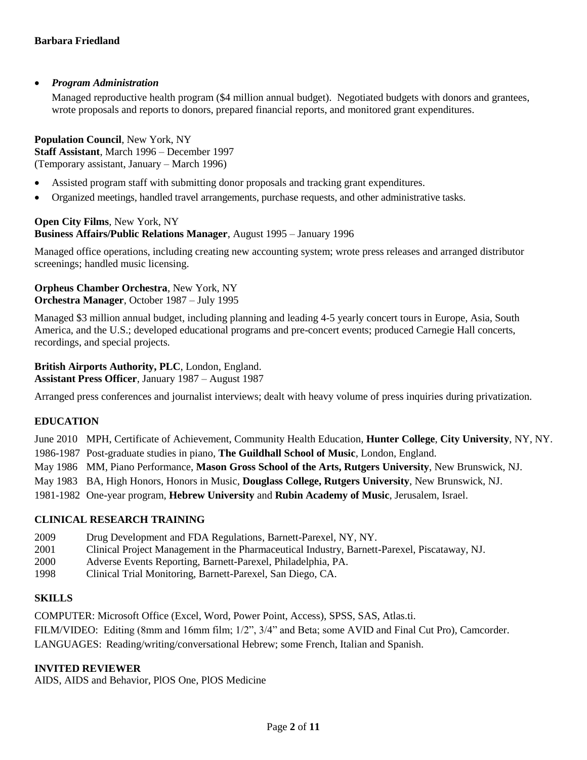- ***Program Administration***

  Managed reproductive health program ($4 million annual budget). Negotiated budgets with donors and grantees, wrote proposals and reports to donors, prepared financial reports, and monitored grant expenditures.

**Population Council**, New York, NY
**Staff Assistant**, March 1996 – December 1997
(Temporary assistant, January – March 1996)

- Assisted program staff with submitting donor proposals and tracking grant expenditures.
- Organized meetings, handled travel arrangements, purchase requests, and other administrative tasks.

**Open City Films**, New York, NY
**Business Affairs/Public Relations Manager**, August 1995 – January 1996

Managed office operations, including creating new accounting system; wrote press releases and arranged distributor screenings; handled music licensing.

**Orpheus Chamber Orchestra**, New York, NY
**Orchestra Manager**, October 1987 – July 1995

Managed $3 million annual budget, including planning and leading 4-5 yearly concert tours in Europe, Asia, South America, and the U.S.; developed educational programs and pre-concert events; produced Carnegie Hall concerts, recordings, and special projects.

**British Airports Authority, PLC**, London, England.
**Assistant Press Officer**, January 1987 – August 1987

Arranged press conferences and journalist interviews; dealt with heavy volume of press inquiries during privatization.

## EDUCATION

June 2010 MPH, Certificate of Achievement, Community Health Education, **Hunter College**, **City University**, NY, NY.
1986-1987 Post-graduate studies in piano, **The Guildhall School of Music**, London, England.
May 1986 MM, Piano Performance, **Mason Gross School of the Arts, Rutgers University**, New Brunswick, NJ.
May 1983 BA, High Honors, Honors in Music, **Douglass College, Rutgers University**, New Brunswick, NJ.
1981-1982 One-year program, **Hebrew University** and **Rubin Academy of Music**, Jerusalem, Israel.

## CLINICAL RESEARCH TRAINING

2009 Drug Development and FDA Regulations, Barnett-Parexel, NY, NY.
2001 Clinical Project Management in the Pharmaceutical Industry, Barnett-Parexel, Piscataway, NJ.
2000 Adverse Events Reporting, Barnett-Parexel, Philadelphia, PA.
1998 Clinical Trial Monitoring, Barnett-Parexel, San Diego, CA.

## SKILLS

COMPUTER: Microsoft Office (Excel, Word, Power Point, Access), SPSS, SAS, Atlas.ti.
FILM/VIDEO: Editing (8mm and 16mm film; 1/2", 3/4" and Beta; some AVID and Final Cut Pro), Camcorder.
LANGUAGES: Reading/writing/conversational Hebrew; some French, Italian and Spanish.

## INVITED REVIEWER

AIDS, AIDS and Behavior, PlOS One, PlOS Medicine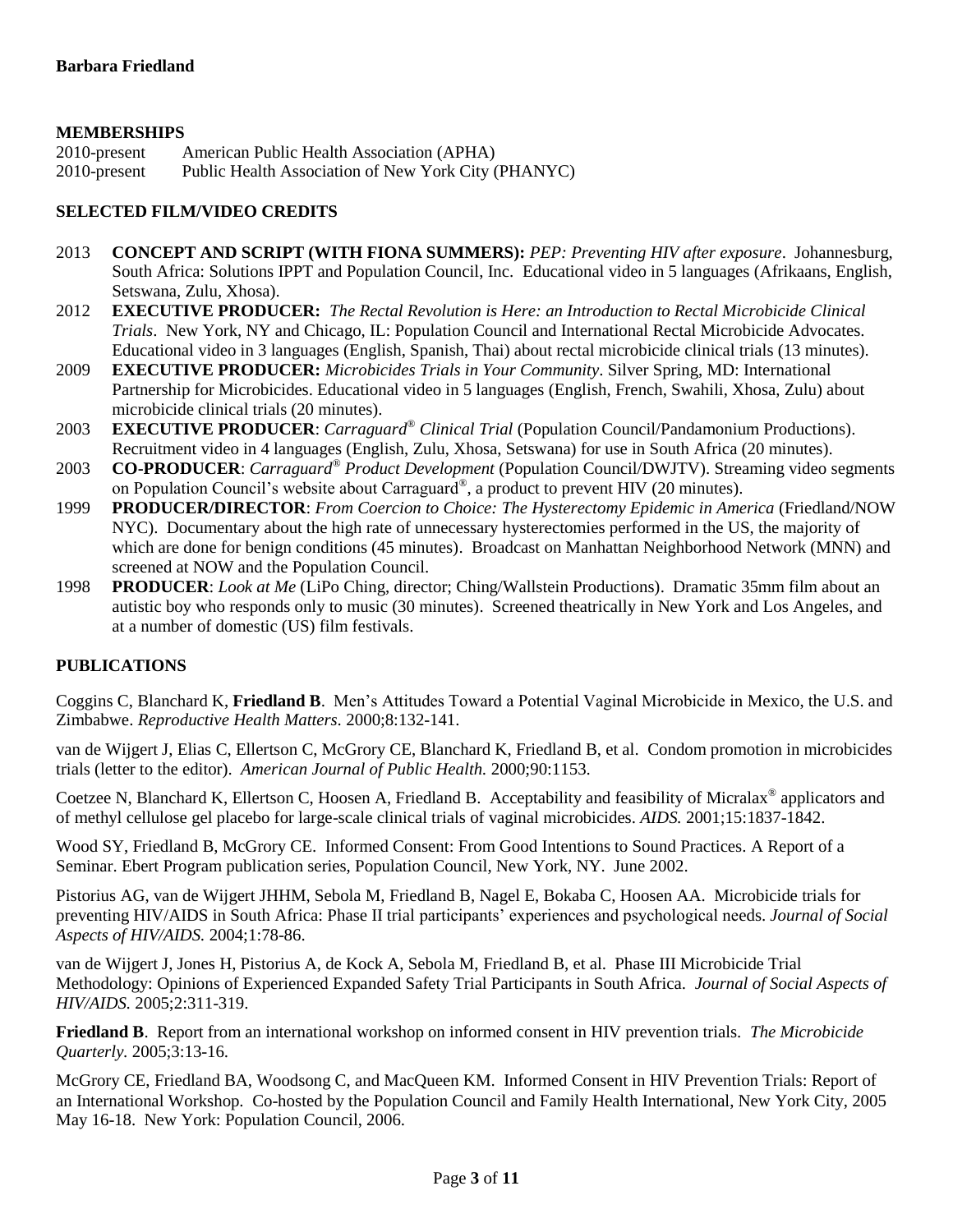**Barbara Friedland**

## MEMBERSHIPS

2010-present American Public Health Association (APHA)
2010-present Public Health Association of New York City (PHANYC)

## SELECTED FILM/VIDEO CREDITS

2013 **CONCEPT AND SCRIPT (WITH FIONA SUMMERS):** *PEP: Preventing HIV after exposure*. Johannesburg, South Africa: Solutions IPPT and Population Council, Inc. Educational video in 5 languages (Afrikaans, English, Setswana, Zulu, Xhosa).

2012 **EXECUTIVE PRODUCER:** *The Rectal Revolution is Here: an Introduction to Rectal Microbicide Clinical Trials*. New York, NY and Chicago, IL: Population Council and International Rectal Microbicide Advocates. Educational video in 3 languages (English, Spanish, Thai) about rectal microbicide clinical trials (13 minutes).

2009 **EXECUTIVE PRODUCER:** *Microbicides Trials in Your Community*. Silver Spring, MD: International Partnership for Microbicides. Educational video in 5 languages (English, French, Swahili, Xhosa, Zulu) about microbicide clinical trials (20 minutes).

2003 **EXECUTIVE PRODUCER**: *Carraguard® Clinical Trial* (Population Council/Pandamonium Productions). Recruitment video in 4 languages (English, Zulu, Xhosa, Setswana) for use in South Africa (20 minutes).

2003 **CO-PRODUCER**: *Carraguard® Product Development* (Population Council/DWJTV). Streaming video segments on Population Council's website about Carraguard®, a product to prevent HIV (20 minutes).

1999 **PRODUCER/DIRECTOR**: *From Coercion to Choice: The Hysterectomy Epidemic in America* (Friedland/NOW NYC). Documentary about the high rate of unnecessary hysterectomies performed in the US, the majority of which are done for benign conditions (45 minutes). Broadcast on Manhattan Neighborhood Network (MNN) and screened at NOW and the Population Council.

1998 **PRODUCER**: *Look at Me* (LiPo Ching, director; Ching/Wallstein Productions). Dramatic 35mm film about an autistic boy who responds only to music (30 minutes). Screened theatrically in New York and Los Angeles, and at a number of domestic (US) film festivals.

## PUBLICATIONS

Coggins C, Blanchard K, **Friedland B**. Men's Attitudes Toward a Potential Vaginal Microbicide in Mexico, the U.S. and Zimbabwe. *Reproductive Health Matters*. 2000;8:132-141.

van de Wijgert J, Elias C, Ellertson C, McGrory CE, Blanchard K, Friedland B, et al. Condom promotion in microbicides trials (letter to the editor). *American Journal of Public Health.* 2000;90:1153.

Coetzee N, Blanchard K, Ellertson C, Hoosen A, Friedland B. Acceptability and feasibility of Micralax® applicators and of methyl cellulose gel placebo for large-scale clinical trials of vaginal microbicides. *AIDS.* 2001;15:1837-1842.

Wood SY, Friedland B, McGrory CE. Informed Consent: From Good Intentions to Sound Practices. A Report of a Seminar. Ebert Program publication series, Population Council, New York, NY. June 2002.

Pistorius AG, van de Wijgert JHHM, Sebola M, Friedland B, Nagel E, Bokaba C, Hoosen AA. Microbicide trials for preventing HIV/AIDS in South Africa: Phase II trial participants' experiences and psychological needs. *Journal of Social Aspects of HIV/AIDS.* 2004;1:78-86.

van de Wijgert J, Jones H, Pistorius A, de Kock A, Sebola M, Friedland B, et al. Phase III Microbicide Trial Methodology: Opinions of Experienced Expanded Safety Trial Participants in South Africa. *Journal of Social Aspects of HIV/AIDS.* 2005;2:311-319.

**Friedland B**. Report from an international workshop on informed consent in HIV prevention trials. *The Microbicide Quarterly.* 2005;3:13-16.

McGrory CE, Friedland BA, Woodsong C, and MacQueen KM. Informed Consent in HIV Prevention Trials: Report of an International Workshop. Co-hosted by the Population Council and Family Health International, New York City, 2005 May 16-18. New York: Population Council, 2006.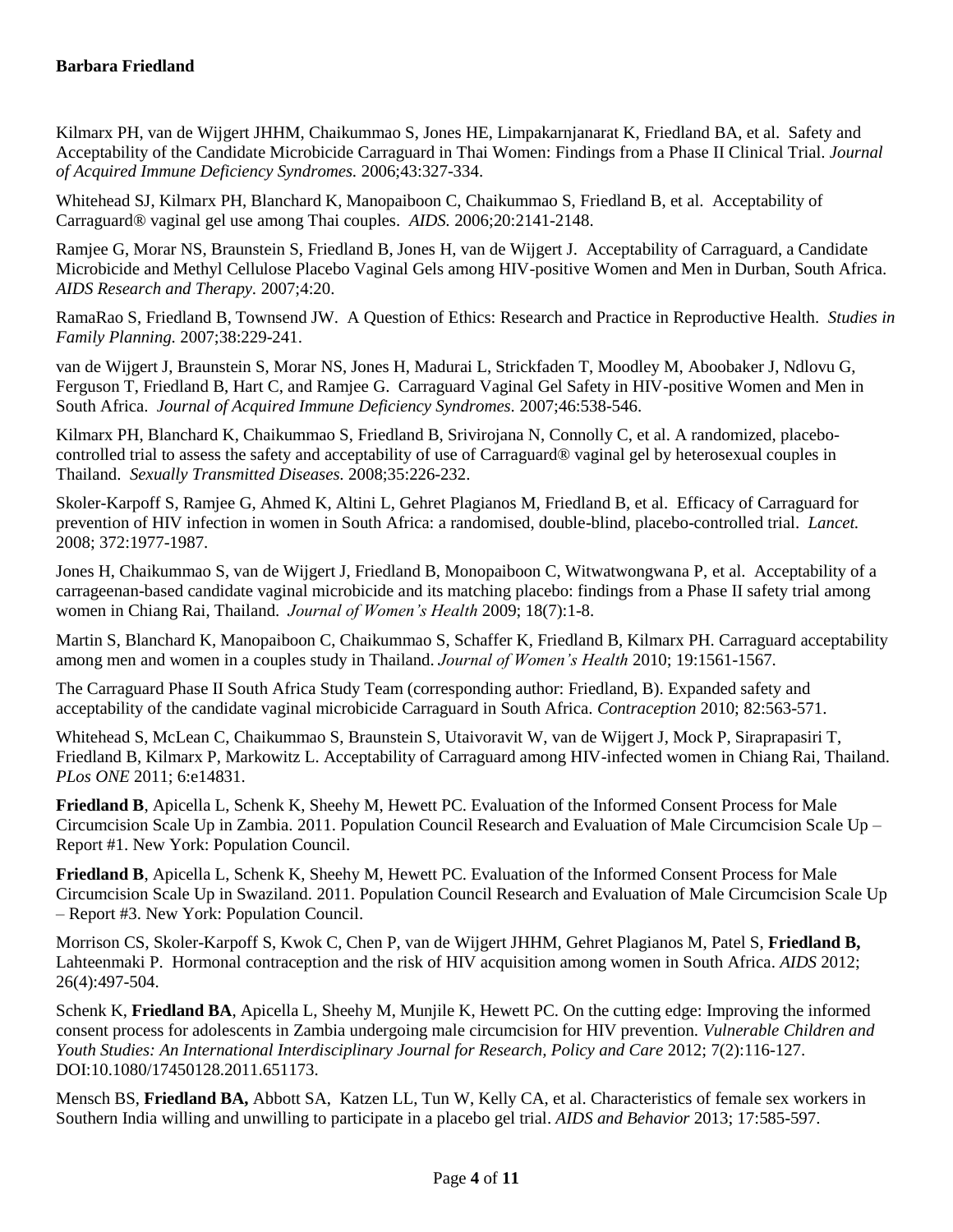Kilmarx PH, van de Wijgert JHHM, Chaikummao S, Jones HE, Limpakarnjanarat K, Friedland BA, et al. Safety and Acceptability of the Candidate Microbicide Carraguard in Thai Women: Findings from a Phase II Clinical Trial. *Journal of Acquired Immune Deficiency Syndromes.* 2006;43:327-334.

Whitehead SJ, Kilmarx PH, Blanchard K, Manopaiboon C, Chaikummao S, Friedland B, et al. Acceptability of Carraguard® vaginal gel use among Thai couples. *AIDS.* 2006;20:2141-2148.

Ramjee G, Morar NS, Braunstein S, Friedland B, Jones H, van de Wijgert J. Acceptability of Carraguard, a Candidate Microbicide and Methyl Cellulose Placebo Vaginal Gels among HIV-positive Women and Men in Durban, South Africa. *AIDS Research and Therapy.* 2007;4:20.

RamaRao S, Friedland B, Townsend JW. A Question of Ethics: Research and Practice in Reproductive Health. *Studies in Family Planning.* 2007;38:229-241.

van de Wijgert J, Braunstein S, Morar NS, Jones H, Madurai L, Strickfaden T, Moodley M, Aboobaker J, Ndlovu G, Ferguson T, Friedland B, Hart C, and Ramjee G. Carraguard Vaginal Gel Safety in HIV-positive Women and Men in South Africa. *Journal of Acquired Immune Deficiency Syndromes.* 2007;46:538-546.

Kilmarx PH, Blanchard K, Chaikummao S, Friedland B, Srivirojana N, Connolly C, et al. A randomized, placebo-controlled trial to assess the safety and acceptability of use of Carraguard® vaginal gel by heterosexual couples in Thailand. *Sexually Transmitted Diseases.* 2008;35:226-232.

Skoler-Karpoff S, Ramjee G, Ahmed K, Altini L, Gehret Plagianos M, Friedland B, et al. Efficacy of Carraguard for prevention of HIV infection in women in South Africa: a randomised, double-blind, placebo-controlled trial. *Lancet.* 2008; 372:1977-1987.

Jones H, Chaikummao S, van de Wijgert J, Friedland B, Monopaiboon C, Witwatwongwana P, et al. Acceptability of a carrageenan-based candidate vaginal microbicide and its matching placebo: findings from a Phase II safety trial among women in Chiang Rai, Thailand. *Journal of Women's Health* 2009; 18(7):1-8.

Martin S, Blanchard K, Manopaiboon C, Chaikummao S, Schaffer K, Friedland B, Kilmarx PH. Carraguard acceptability among men and women in a couples study in Thailand. *Journal of Women's Health* 2010; 19:1561-1567.

The Carraguard Phase II South Africa Study Team (corresponding author: Friedland, B). Expanded safety and acceptability of the candidate vaginal microbicide Carraguard in South Africa. *Contraception* 2010; 82:563-571.

Whitehead S, McLean C, Chaikummao S, Braunstein S, Utaivoravit W, van de Wijgert J, Mock P, Siraprapasiri T, Friedland B, Kilmarx P, Markowitz L. Acceptability of Carraguard among HIV-infected women in Chiang Rai, Thailand. *PLos ONE* 2011; 6:e14831.

**Friedland B**, Apicella L, Schenk K, Sheehy M, Hewett PC. Evaluation of the Informed Consent Process for Male Circumcision Scale Up in Zambia. 2011. Population Council Research and Evaluation of Male Circumcision Scale Up – Report #1. New York: Population Council.

**Friedland B**, Apicella L, Schenk K, Sheehy M, Hewett PC. Evaluation of the Informed Consent Process for Male Circumcision Scale Up in Swaziland. 2011. Population Council Research and Evaluation of Male Circumcision Scale Up – Report #3. New York: Population Council.

Morrison CS, Skoler-Karpoff S, Kwok C, Chen P, van de Wijgert JHHM, Gehret Plagianos M, Patel S, **Friedland B,** Lahteenmaki P. Hormonal contraception and the risk of HIV acquisition among women in South Africa. *AIDS* 2012; 26(4):497-504.

Schenk K, **Friedland BA**, Apicella L, Sheehy M, Munjile K, Hewett PC. On the cutting edge: Improving the informed consent process for adolescents in Zambia undergoing male circumcision for HIV prevention. *Vulnerable Children and Youth Studies: An International Interdisciplinary Journal for Research, Policy and Care* 2012; 7(2):116-127. DOI:10.1080/17450128.2011.651173.

Mensch BS, **Friedland BA,** Abbott SA, Katzen LL, Tun W, Kelly CA, et al. Characteristics of female sex workers in Southern India willing and unwilling to participate in a placebo gel trial. *AIDS and Behavior* 2013; 17:585-597.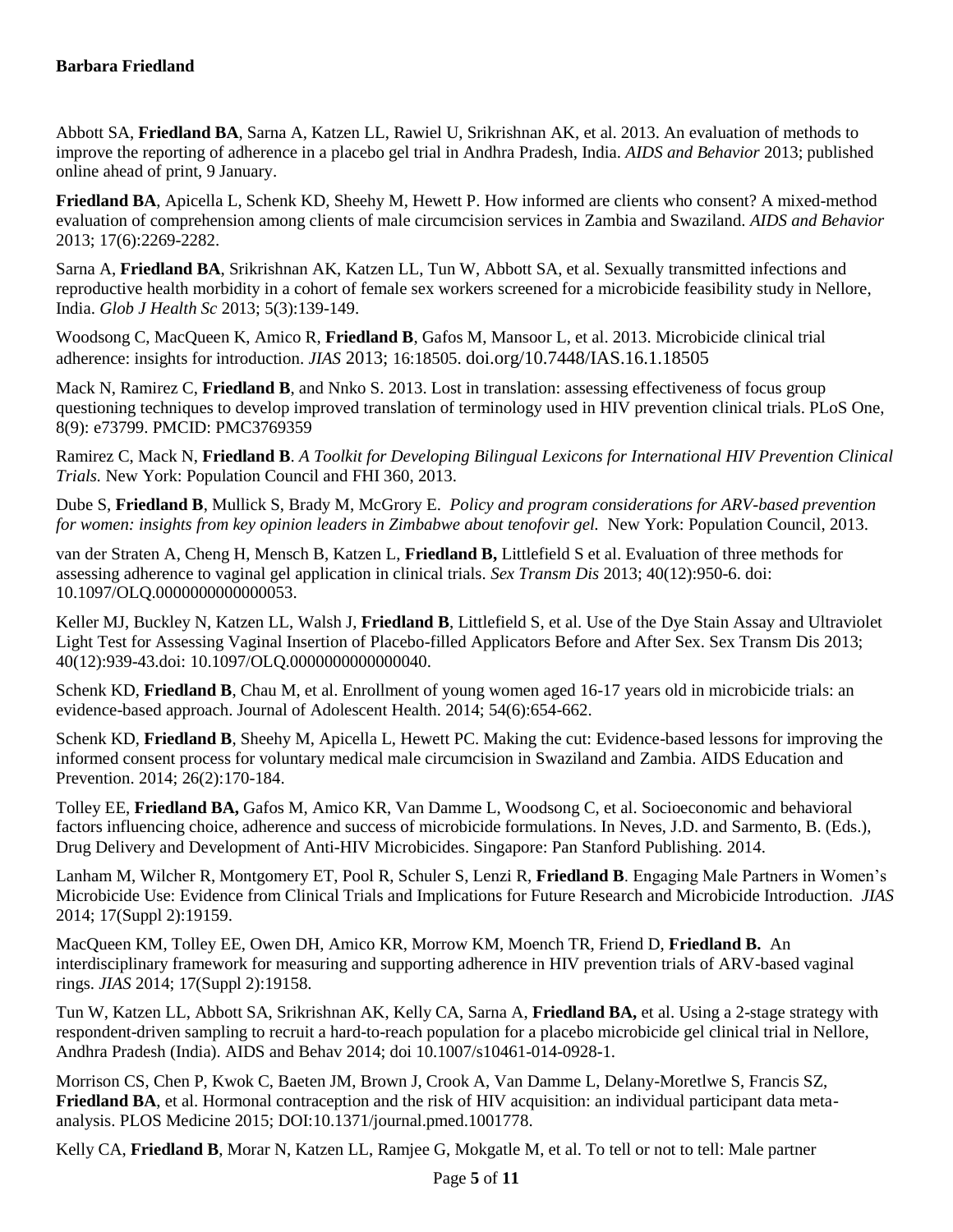Abbott SA, **Friedland BA**, Sarna A, Katzen LL, Rawiel U, Srikrishnan AK, et al. 2013. An evaluation of methods to improve the reporting of adherence in a placebo gel trial in Andhra Pradesh, India. *AIDS and Behavior* 2013; published online ahead of print, 9 January.

**Friedland BA**, Apicella L, Schenk KD, Sheehy M, Hewett P. How informed are clients who consent? A mixed-method evaluation of comprehension among clients of male circumcision services in Zambia and Swaziland. *AIDS and Behavior* 2013; 17(6):2269-2282.

Sarna A, **Friedland BA**, Srikrishnan AK, Katzen LL, Tun W, Abbott SA, et al. Sexually transmitted infections and reproductive health morbidity in a cohort of female sex workers screened for a microbicide feasibility study in Nellore, India. *Glob J Health Sc* 2013; 5(3):139-149.

Woodsong C, MacQueen K, Amico R, **Friedland B**, Gafos M, Mansoor L, et al. 2013. Microbicide clinical trial adherence: insights for introduction. *JIAS* 2013; 16:18505. doi.org/10.7448/IAS.16.1.18505

Mack N, Ramirez C, **Friedland B**, and Nnko S. 2013. Lost in translation: assessing effectiveness of focus group questioning techniques to develop improved translation of terminology used in HIV prevention clinical trials. PLoS One, 8(9): e73799. PMCID: PMC3769359

Ramirez C, Mack N, **Friedland B**. *A Toolkit for Developing Bilingual Lexicons for International HIV Prevention Clinical Trials.* New York: Population Council and FHI 360, 2013.

Dube S, **Friedland B**, Mullick S, Brady M, McGrory E. *Policy and program considerations for ARV-based prevention for women: insights from key opinion leaders in Zimbabwe about tenofovir gel.* New York: Population Council, 2013.

van der Straten A, Cheng H, Mensch B, Katzen L, **Friedland B,** Littlefield S et al. Evaluation of three methods for assessing adherence to vaginal gel application in clinical trials. *Sex Transm Dis* 2013; 40(12):950-6. doi: 10.1097/OLQ.0000000000000053.

Keller MJ, Buckley N, Katzen LL, Walsh J, **Friedland B**, Littlefield S, et al. Use of the Dye Stain Assay and Ultraviolet Light Test for Assessing Vaginal Insertion of Placebo-filled Applicators Before and After Sex. Sex Transm Dis 2013; 40(12):939-43.doi: 10.1097/OLQ.0000000000000040.

Schenk KD, **Friedland B**, Chau M, et al. Enrollment of young women aged 16-17 years old in microbicide trials: an evidence-based approach. Journal of Adolescent Health. 2014; 54(6):654-662.

Schenk KD, **Friedland B**, Sheehy M, Apicella L, Hewett PC. Making the cut: Evidence-based lessons for improving the informed consent process for voluntary medical male circumcision in Swaziland and Zambia. AIDS Education and Prevention. 2014; 26(2):170-184.

Tolley EE, **Friedland BA,** Gafos M, Amico KR, Van Damme L, Woodsong C, et al. Socioeconomic and behavioral factors influencing choice, adherence and success of microbicide formulations. In Neves, J.D. and Sarmento, B. (Eds.), Drug Delivery and Development of Anti-HIV Microbicides. Singapore: Pan Stanford Publishing. 2014.

Lanham M, Wilcher R, Montgomery ET, Pool R, Schuler S, Lenzi R, **Friedland B**. Engaging Male Partners in Women's Microbicide Use: Evidence from Clinical Trials and Implications for Future Research and Microbicide Introduction. *JIAS* 2014; 17(Suppl 2):19159.

MacQueen KM, Tolley EE, Owen DH, Amico KR, Morrow KM, Moench TR, Friend D, **Friedland B.** An interdisciplinary framework for measuring and supporting adherence in HIV prevention trials of ARV-based vaginal rings. *JIAS* 2014; 17(Suppl 2):19158.

Tun W, Katzen LL, Abbott SA, Srikrishnan AK, Kelly CA, Sarna A, **Friedland BA,** et al. Using a 2-stage strategy with respondent-driven sampling to recruit a hard-to-reach population for a placebo microbicide gel clinical trial in Nellore, Andhra Pradesh (India). AIDS and Behav 2014; doi 10.1007/s10461-014-0928-1.

Morrison CS, Chen P, Kwok C, Baeten JM, Brown J, Crook A, Van Damme L, Delany-Moretlwe S, Francis SZ, **Friedland BA**, et al. Hormonal contraception and the risk of HIV acquisition: an individual participant data meta-analysis. PLOS Medicine 2015; DOI:10.1371/journal.pmed.1001778.

Kelly CA, **Friedland B**, Morar N, Katzen LL, Ramjee G, Mokgatle M, et al. To tell or not to tell: Male partner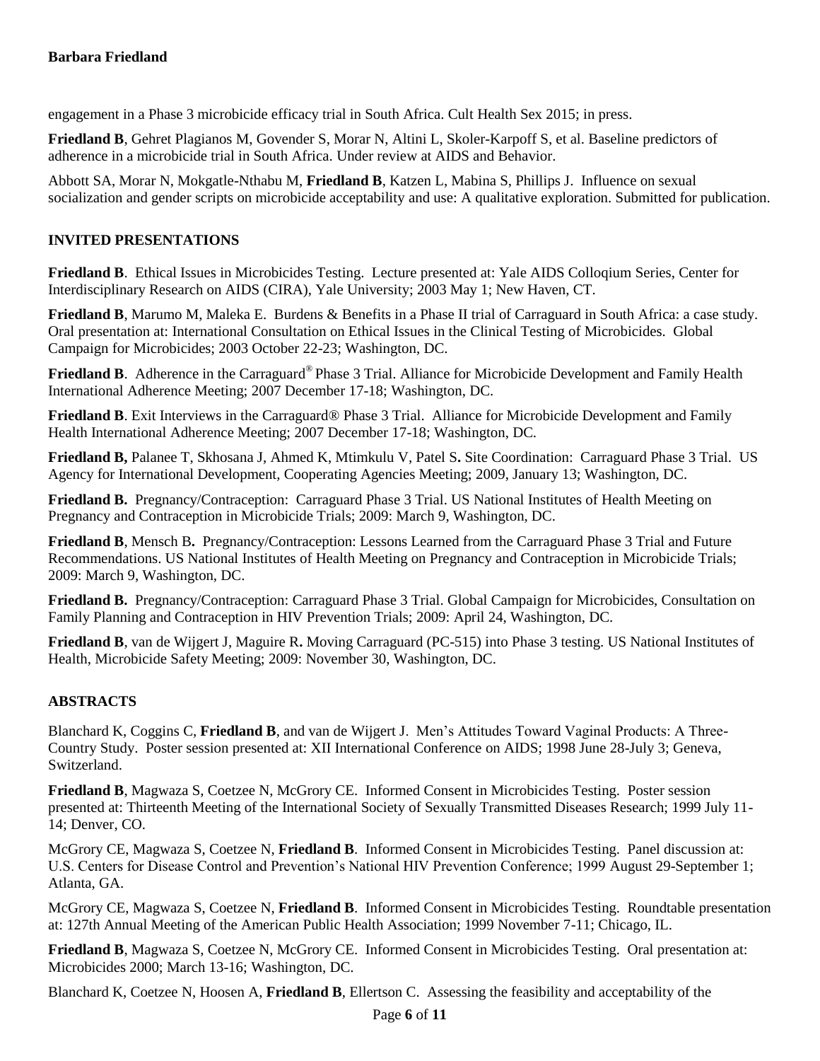engagement in a Phase 3 microbicide efficacy trial in South Africa. Cult Health Sex 2015; in press.

**Friedland B**, Gehret Plagianos M, Govender S, Morar N, Altini L, Skoler-Karpoff S, et al. Baseline predictors of adherence in a microbicide trial in South Africa. Under review at AIDS and Behavior.

Abbott SA, Morar N, Mokgatle-Nthabu M, **Friedland B**, Katzen L, Mabina S, Phillips J. Influence on sexual socialization and gender scripts on microbicide acceptability and use: A qualitative exploration. Submitted for publication.

## INVITED PRESENTATIONS

**Friedland B**. Ethical Issues in Microbicides Testing. Lecture presented at: Yale AIDS Colloqium Series, Center for Interdisciplinary Research on AIDS (CIRA), Yale University; 2003 May 1; New Haven, CT.

**Friedland B**, Marumo M, Maleka E. Burdens & Benefits in a Phase II trial of Carraguard in South Africa: a case study. Oral presentation at: International Consultation on Ethical Issues in the Clinical Testing of Microbicides. Global Campaign for Microbicides; 2003 October 22-23; Washington, DC.

**Friedland B**. Adherence in the Carraguard® Phase 3 Trial. Alliance for Microbicide Development and Family Health International Adherence Meeting; 2007 December 17-18; Washington, DC.

**Friedland B**. Exit Interviews in the Carraguard® Phase 3 Trial. Alliance for Microbicide Development and Family Health International Adherence Meeting; 2007 December 17-18; Washington, DC.

**Friedland B,** Palanee T, Skhosana J, Ahmed K, Mtimkulu V, Patel S**.** Site Coordination: Carraguard Phase 3 Trial. US Agency for International Development, Cooperating Agencies Meeting; 2009, January 13; Washington, DC.

**Friedland B.** Pregnancy/Contraception: Carraguard Phase 3 Trial. US National Institutes of Health Meeting on Pregnancy and Contraception in Microbicide Trials; 2009: March 9, Washington, DC.

**Friedland B**, Mensch B**.** Pregnancy/Contraception: Lessons Learned from the Carraguard Phase 3 Trial and Future Recommendations. US National Institutes of Health Meeting on Pregnancy and Contraception in Microbicide Trials; 2009: March 9, Washington, DC.

**Friedland B.** Pregnancy/Contraception: Carraguard Phase 3 Trial. Global Campaign for Microbicides, Consultation on Family Planning and Contraception in HIV Prevention Trials; 2009: April 24, Washington, DC.

**Friedland B**, van de Wijgert J, Maguire R**.** Moving Carraguard (PC-515) into Phase 3 testing. US National Institutes of Health, Microbicide Safety Meeting; 2009: November 30, Washington, DC.

## ABSTRACTS

Blanchard K, Coggins C, **Friedland B**, and van de Wijgert J. Men's Attitudes Toward Vaginal Products: A Three-Country Study. Poster session presented at: XII International Conference on AIDS; 1998 June 28-July 3; Geneva, Switzerland.

**Friedland B**, Magwaza S, Coetzee N, McGrory CE. Informed Consent in Microbicides Testing. Poster session presented at: Thirteenth Meeting of the International Society of Sexually Transmitted Diseases Research; 1999 July 11-14; Denver, CO.

McGrory CE, Magwaza S, Coetzee N, **Friedland B**. Informed Consent in Microbicides Testing. Panel discussion at: U.S. Centers for Disease Control and Prevention's National HIV Prevention Conference; 1999 August 29-September 1; Atlanta, GA.

McGrory CE, Magwaza S, Coetzee N, **Friedland B**. Informed Consent in Microbicides Testing. Roundtable presentation at: 127th Annual Meeting of the American Public Health Association; 1999 November 7-11; Chicago, IL.

**Friedland B**, Magwaza S, Coetzee N, McGrory CE. Informed Consent in Microbicides Testing. Oral presentation at: Microbicides 2000; March 13-16; Washington, DC.

Blanchard K, Coetzee N, Hoosen A, **Friedland B**, Ellertson C. Assessing the feasibility and acceptability of the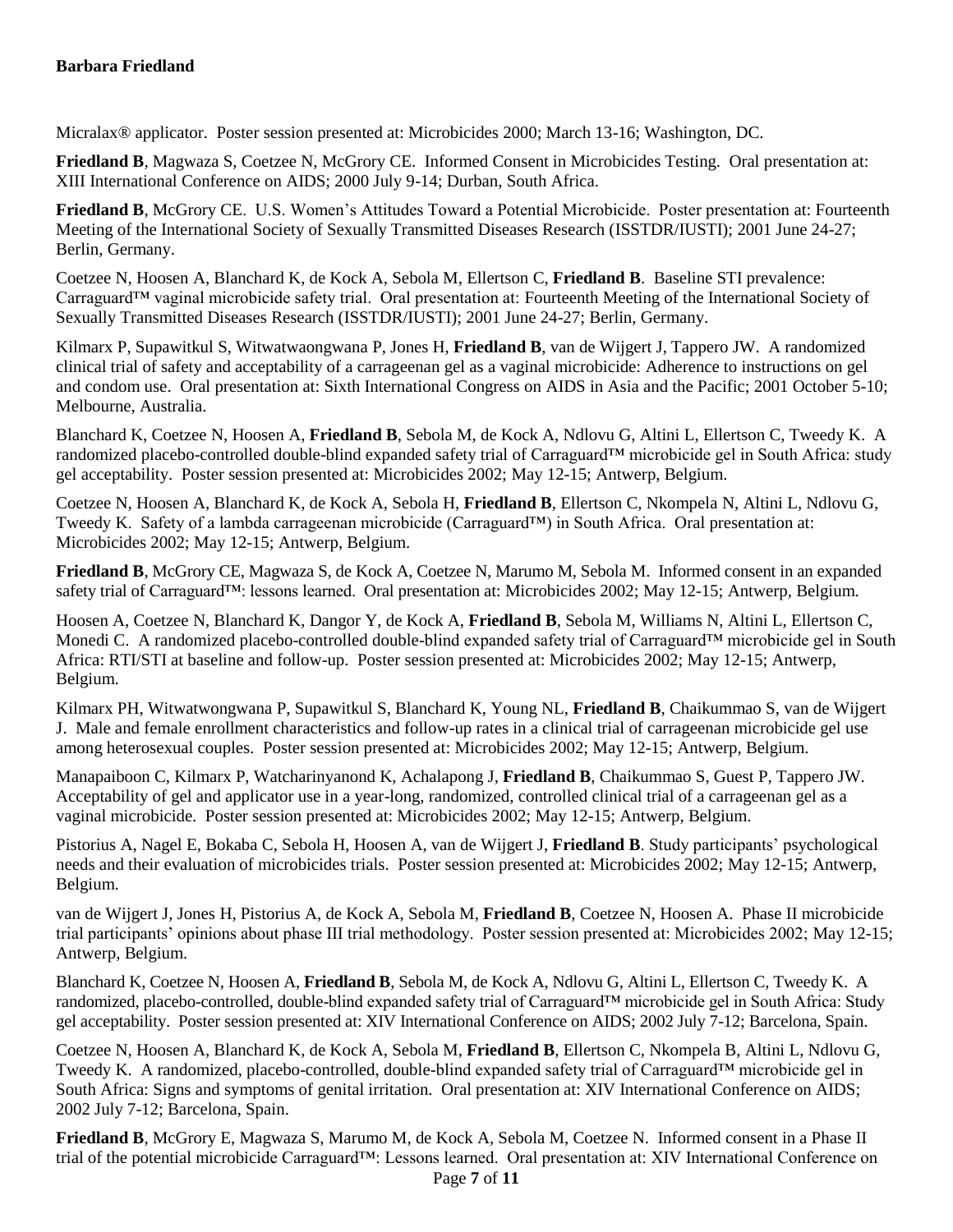Micralax® applicator. Poster session presented at: Microbicides 2000; March 13-16; Washington, DC.

**Friedland B**, Magwaza S, Coetzee N, McGrory CE. Informed Consent in Microbicides Testing. Oral presentation at: XIII International Conference on AIDS; 2000 July 9-14; Durban, South Africa.

**Friedland B**, McGrory CE. U.S. Women's Attitudes Toward a Potential Microbicide. Poster presentation at: Fourteenth Meeting of the International Society of Sexually Transmitted Diseases Research (ISSTDR/IUSTI); 2001 June 24-27; Berlin, Germany.

Coetzee N, Hoosen A, Blanchard K, de Kock A, Sebola M, Ellertson C, **Friedland B**. Baseline STI prevalence: Carraguard™ vaginal microbicide safety trial. Oral presentation at: Fourteenth Meeting of the International Society of Sexually Transmitted Diseases Research (ISSTDR/IUSTI); 2001 June 24-27; Berlin, Germany.

Kilmarx P, Supawitkul S, Witwatwaongwana P, Jones H, **Friedland B**, van de Wijgert J, Tappero JW. A randomized clinical trial of safety and acceptability of a carrageenan gel as a vaginal microbicide: Adherence to instructions on gel and condom use. Oral presentation at: Sixth International Congress on AIDS in Asia and the Pacific; 2001 October 5-10; Melbourne, Australia.

Blanchard K, Coetzee N, Hoosen A, **Friedland B**, Sebola M, de Kock A, Ndlovu G, Altini L, Ellertson C, Tweedy K. A randomized placebo-controlled double-blind expanded safety trial of Carraguard™ microbicide gel in South Africa: study gel acceptability. Poster session presented at: Microbicides 2002; May 12-15; Antwerp, Belgium.

Coetzee N, Hoosen A, Blanchard K, de Kock A, Sebola H, **Friedland B**, Ellertson C, Nkompela N, Altini L, Ndlovu G, Tweedy K. Safety of a lambda carrageenan microbicide (Carraguard™) in South Africa. Oral presentation at: Microbicides 2002; May 12-15; Antwerp, Belgium.

**Friedland B**, McGrory CE, Magwaza S, de Kock A, Coetzee N, Marumo M, Sebola M. Informed consent in an expanded safety trial of Carraguard™: lessons learned. Oral presentation at: Microbicides 2002; May 12-15; Antwerp, Belgium.

Hoosen A, Coetzee N, Blanchard K, Dangor Y, de Kock A, **Friedland B**, Sebola M, Williams N, Altini L, Ellertson C, Monedi C. A randomized placebo-controlled double-blind expanded safety trial of Carraguard™ microbicide gel in South Africa: RTI/STI at baseline and follow-up. Poster session presented at: Microbicides 2002; May 12-15; Antwerp, Belgium.

Kilmarx PH, Witwatwongwana P, Supawitkul S, Blanchard K, Young NL, **Friedland B**, Chaikummao S, van de Wijgert J. Male and female enrollment characteristics and follow-up rates in a clinical trial of carrageenan microbicide gel use among heterosexual couples. Poster session presented at: Microbicides 2002; May 12-15; Antwerp, Belgium.

Manapaiboon C, Kilmarx P, Watcharinyanond K, Achalapong J, **Friedland B**, Chaikummao S, Guest P, Tappero JW. Acceptability of gel and applicator use in a year-long, randomized, controlled clinical trial of a carrageenan gel as a vaginal microbicide. Poster session presented at: Microbicides 2002; May 12-15; Antwerp, Belgium.

Pistorius A, Nagel E, Bokaba C, Sebola H, Hoosen A, van de Wijgert J, **Friedland B**. Study participants' psychological needs and their evaluation of microbicides trials. Poster session presented at: Microbicides 2002; May 12-15; Antwerp, Belgium.

van de Wijgert J, Jones H, Pistorius A, de Kock A, Sebola M, **Friedland B**, Coetzee N, Hoosen A. Phase II microbicide trial participants' opinions about phase III trial methodology. Poster session presented at: Microbicides 2002; May 12-15; Antwerp, Belgium.

Blanchard K, Coetzee N, Hoosen A, **Friedland B**, Sebola M, de Kock A, Ndlovu G, Altini L, Ellertson C, Tweedy K. A randomized, placebo-controlled, double-blind expanded safety trial of Carraguard™ microbicide gel in South Africa: Study gel acceptability. Poster session presented at: XIV International Conference on AIDS; 2002 July 7-12; Barcelona, Spain.

Coetzee N, Hoosen A, Blanchard K, de Kock A, Sebola M, **Friedland B**, Ellertson C, Nkompela B, Altini L, Ndlovu G, Tweedy K. A randomized, placebo-controlled, double-blind expanded safety trial of Carraguard™ microbicide gel in South Africa: Signs and symptoms of genital irritation. Oral presentation at: XIV International Conference on AIDS; 2002 July 7-12; Barcelona, Spain.

**Friedland B**, McGrory E, Magwaza S, Marumo M, de Kock A, Sebola M, Coetzee N. Informed consent in a Phase II trial of the potential microbicide Carraguard™: Lessons learned. Oral presentation at: XIV International Conference on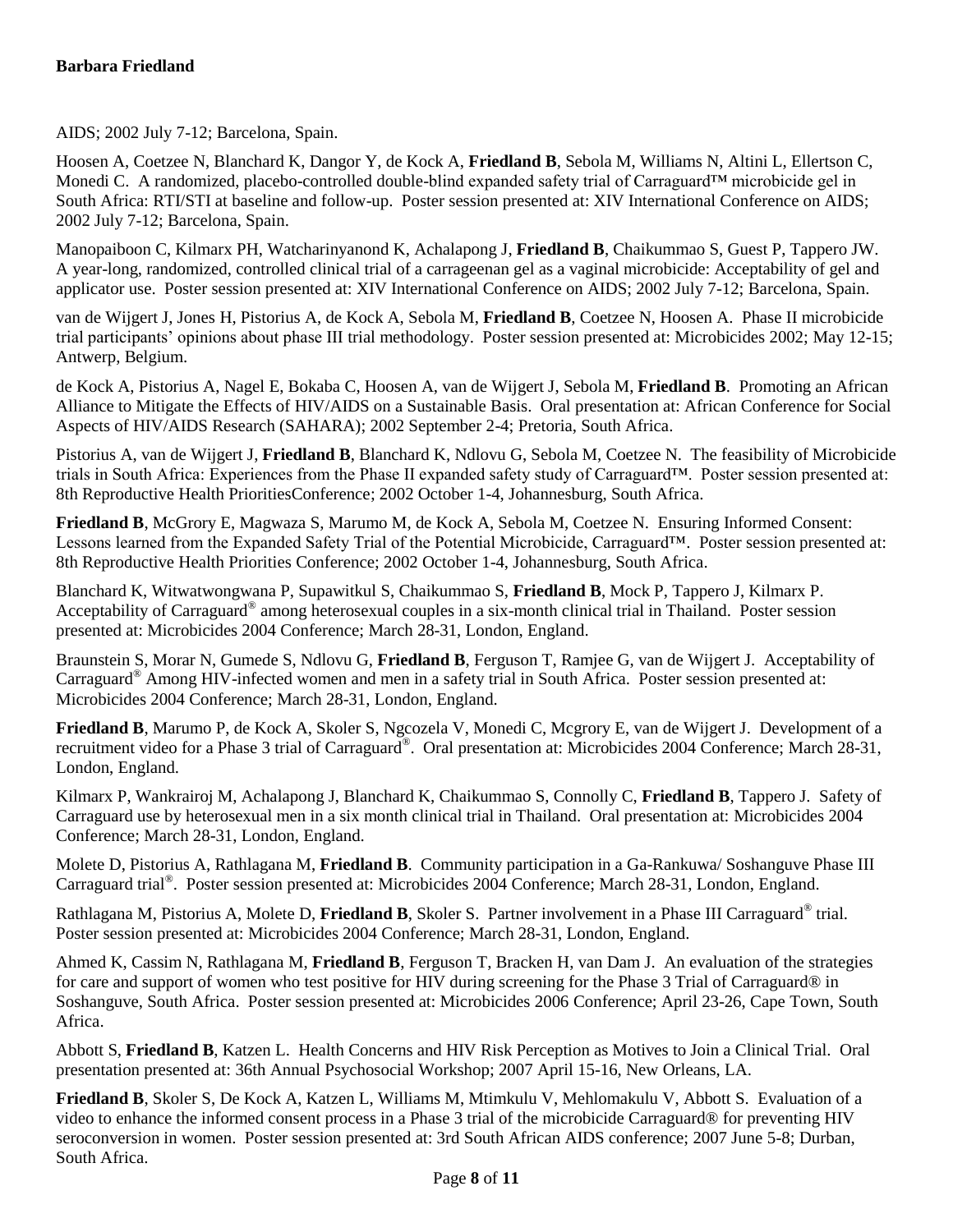AIDS; 2002 July 7-12; Barcelona, Spain.

Hoosen A, Coetzee N, Blanchard K, Dangor Y, de Kock A, **Friedland B**, Sebola M, Williams N, Altini L, Ellertson C, Monedi C. A randomized, placebo-controlled double-blind expanded safety trial of Carraguard™ microbicide gel in South Africa: RTI/STI at baseline and follow-up. Poster session presented at: XIV International Conference on AIDS; 2002 July 7-12; Barcelona, Spain.

Manopaiboon C, Kilmarx PH, Watcharinyanond K, Achalapong J, **Friedland B**, Chaikummao S, Guest P, Tappero JW. A year-long, randomized, controlled clinical trial of a carrageenan gel as a vaginal microbicide: Acceptability of gel and applicator use. Poster session presented at: XIV International Conference on AIDS; 2002 July 7-12; Barcelona, Spain.

van de Wijgert J, Jones H, Pistorius A, de Kock A, Sebola M, **Friedland B**, Coetzee N, Hoosen A. Phase II microbicide trial participants' opinions about phase III trial methodology. Poster session presented at: Microbicides 2002; May 12-15; Antwerp, Belgium.

de Kock A, Pistorius A, Nagel E, Bokaba C, Hoosen A, van de Wijgert J, Sebola M, **Friedland B**. Promoting an African Alliance to Mitigate the Effects of HIV/AIDS on a Sustainable Basis. Oral presentation at: African Conference for Social Aspects of HIV/AIDS Research (SAHARA); 2002 September 2-4; Pretoria, South Africa.

Pistorius A, van de Wijgert J, **Friedland B**, Blanchard K, Ndlovu G, Sebola M, Coetzee N. The feasibility of Microbicide trials in South Africa: Experiences from the Phase II expanded safety study of Carraguard™. Poster session presented at: 8th Reproductive Health PrioritiesConference; 2002 October 1-4, Johannesburg, South Africa.

**Friedland B**, McGrory E, Magwaza S, Marumo M, de Kock A, Sebola M, Coetzee N. Ensuring Informed Consent: Lessons learned from the Expanded Safety Trial of the Potential Microbicide, Carraguard™. Poster session presented at: 8th Reproductive Health Priorities Conference; 2002 October 1-4, Johannesburg, South Africa.

Blanchard K, Witwatwongwana P, Supawitkul S, Chaikummao S, **Friedland B**, Mock P, Tappero J, Kilmarx P. Acceptability of Carraguard® among heterosexual couples in a six-month clinical trial in Thailand. Poster session presented at: Microbicides 2004 Conference; March 28-31, London, England.

Braunstein S, Morar N, Gumede S, Ndlovu G, **Friedland B**, Ferguson T, Ramjee G, van de Wijgert J. Acceptability of Carraguard® Among HIV-infected women and men in a safety trial in South Africa. Poster session presented at: Microbicides 2004 Conference; March 28-31, London, England.

**Friedland B**, Marumo P, de Kock A, Skoler S, Ngcozela V, Monedi C, Mcgrory E, van de Wijgert J. Development of a recruitment video for a Phase 3 trial of Carraguard®. Oral presentation at: Microbicides 2004 Conference; March 28-31, London, England.

Kilmarx P, Wankrairoj M, Achalapong J, Blanchard K, Chaikummao S, Connolly C, **Friedland B**, Tappero J. Safety of Carraguard use by heterosexual men in a six month clinical trial in Thailand. Oral presentation at: Microbicides 2004 Conference; March 28-31, London, England.

Molete D, Pistorius A, Rathlagana M, **Friedland B**. Community participation in a Ga-Rankuwa/ Soshanguve Phase III Carraguard trial®. Poster session presented at: Microbicides 2004 Conference; March 28-31, London, England.

Rathlagana M, Pistorius A, Molete D, **Friedland B**, Skoler S. Partner involvement in a Phase III Carraguard® trial. Poster session presented at: Microbicides 2004 Conference; March 28-31, London, England.

Ahmed K, Cassim N, Rathlagana M, **Friedland B**, Ferguson T, Bracken H, van Dam J. An evaluation of the strategies for care and support of women who test positive for HIV during screening for the Phase 3 Trial of Carraguard® in Soshanguve, South Africa. Poster session presented at: Microbicides 2006 Conference; April 23-26, Cape Town, South Africa.

Abbott S, **Friedland B**, Katzen L. Health Concerns and HIV Risk Perception as Motives to Join a Clinical Trial. Oral presentation presented at: 36th Annual Psychosocial Workshop; 2007 April 15-16, New Orleans, LA.

**Friedland B**, Skoler S, De Kock A, Katzen L, Williams M, Mtimkulu V, Mehlomakulu V, Abbott S. Evaluation of a video to enhance the informed consent process in a Phase 3 trial of the microbicide Carraguard® for preventing HIV seroconversion in women. Poster session presented at: 3rd South African AIDS conference; 2007 June 5-8; Durban, South Africa.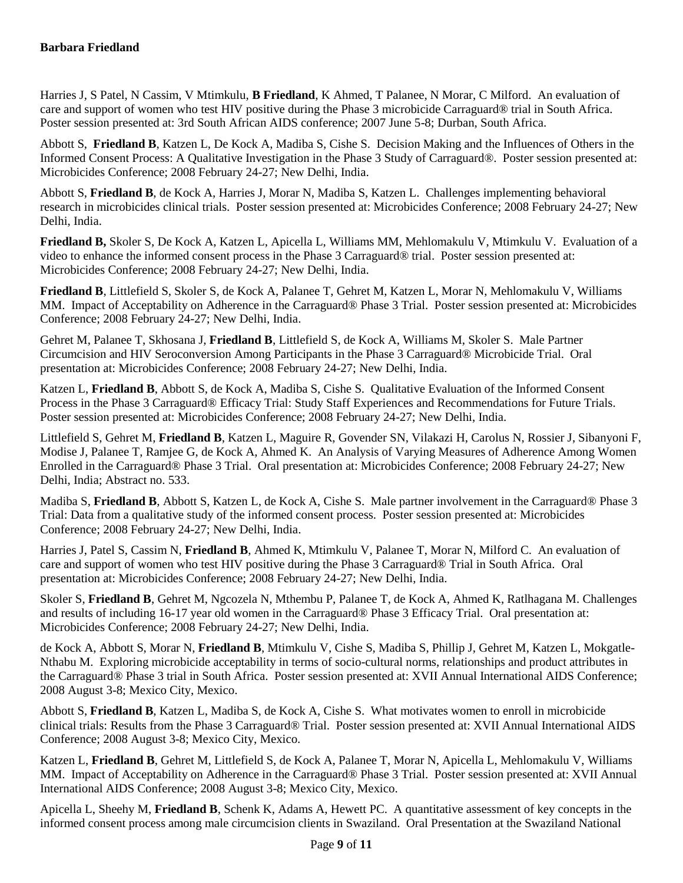Harries J, S Patel, N Cassim, V Mtimkulu, **B Friedland**, K Ahmed, T Palanee, N Morar, C Milford. An evaluation of care and support of women who test HIV positive during the Phase 3 microbicide Carraguard® trial in South Africa. Poster session presented at: 3rd South African AIDS conference; 2007 June 5-8; Durban, South Africa.

Abbott S, **Friedland B**, Katzen L, De Kock A, Madiba S, Cishe S. Decision Making and the Influences of Others in the Informed Consent Process: A Qualitative Investigation in the Phase 3 Study of Carraguard®. Poster session presented at: Microbicides Conference; 2008 February 24-27; New Delhi, India.

Abbott S, **Friedland B**, de Kock A, Harries J, Morar N, Madiba S, Katzen L. Challenges implementing behavioral research in microbicides clinical trials. Poster session presented at: Microbicides Conference; 2008 February 24-27; New Delhi, India.

**Friedland B,** Skoler S, De Kock A, Katzen L, Apicella L, Williams MM, Mehlomakulu V, Mtimkulu V. Evaluation of a video to enhance the informed consent process in the Phase 3 Carraguard® trial. Poster session presented at: Microbicides Conference; 2008 February 24-27; New Delhi, India.

**Friedland B**, Littlefield S, Skoler S, de Kock A, Palanee T, Gehret M, Katzen L, Morar N, Mehlomakulu V, Williams MM. Impact of Acceptability on Adherence in the Carraguard® Phase 3 Trial. Poster session presented at: Microbicides Conference; 2008 February 24-27; New Delhi, India.

Gehret M, Palanee T, Skhosana J, **Friedland B**, Littlefield S, de Kock A, Williams M, Skoler S. Male Partner Circumcision and HIV Seroconversion Among Participants in the Phase 3 Carraguard® Microbicide Trial. Oral presentation at: Microbicides Conference; 2008 February 24-27; New Delhi, India.

Katzen L, **Friedland B**, Abbott S, de Kock A, Madiba S, Cishe S. Qualitative Evaluation of the Informed Consent Process in the Phase 3 Carraguard® Efficacy Trial: Study Staff Experiences and Recommendations for Future Trials. Poster session presented at: Microbicides Conference; 2008 February 24-27; New Delhi, India.

Littlefield S, Gehret M, **Friedland B**, Katzen L, Maguire R, Govender SN, Vilakazi H, Carolus N, Rossier J, Sibanyoni F, Modise J, Palanee T, Ramjee G, de Kock A, Ahmed K. An Analysis of Varying Measures of Adherence Among Women Enrolled in the Carraguard® Phase 3 Trial. Oral presentation at: Microbicides Conference; 2008 February 24-27; New Delhi, India; Abstract no. 533.

Madiba S, **Friedland B**, Abbott S, Katzen L, de Kock A, Cishe S. Male partner involvement in the Carraguard® Phase 3 Trial: Data from a qualitative study of the informed consent process. Poster session presented at: Microbicides Conference; 2008 February 24-27; New Delhi, India.

Harries J, Patel S, Cassim N, **Friedland B**, Ahmed K, Mtimkulu V, Palanee T, Morar N, Milford C. An evaluation of care and support of women who test HIV positive during the Phase 3 Carraguard® Trial in South Africa. Oral presentation at: Microbicides Conference; 2008 February 24-27; New Delhi, India.

Skoler S, **Friedland B**, Gehret M, Ngcozela N, Mthembu P, Palanee T, de Kock A, Ahmed K, Ratlhagana M. Challenges and results of including 16-17 year old women in the Carraguard® Phase 3 Efficacy Trial. Oral presentation at: Microbicides Conference; 2008 February 24-27; New Delhi, India.

de Kock A, Abbott S, Morar N, **Friedland B**, Mtimkulu V, Cishe S, Madiba S, Phillip J, Gehret M, Katzen L, Mokgatle-Nthabu M. Exploring microbicide acceptability in terms of socio-cultural norms, relationships and product attributes in the Carraguard® Phase 3 trial in South Africa. Poster session presented at: XVII Annual International AIDS Conference; 2008 August 3-8; Mexico City, Mexico.

Abbott S, **Friedland B**, Katzen L, Madiba S, de Kock A, Cishe S. What motivates women to enroll in microbicide clinical trials: Results from the Phase 3 Carraguard® Trial. Poster session presented at: XVII Annual International AIDS Conference; 2008 August 3-8; Mexico City, Mexico.

Katzen L, **Friedland B**, Gehret M, Littlefield S, de Kock A, Palanee T, Morar N, Apicella L, Mehlomakulu V, Williams MM. Impact of Acceptability on Adherence in the Carraguard® Phase 3 Trial. Poster session presented at: XVII Annual International AIDS Conference; 2008 August 3-8; Mexico City, Mexico.

Apicella L, Sheehy M, **Friedland B**, Schenk K, Adams A, Hewett PC. A quantitative assessment of key concepts in the informed consent process among male circumcision clients in Swaziland. Oral Presentation at the Swaziland National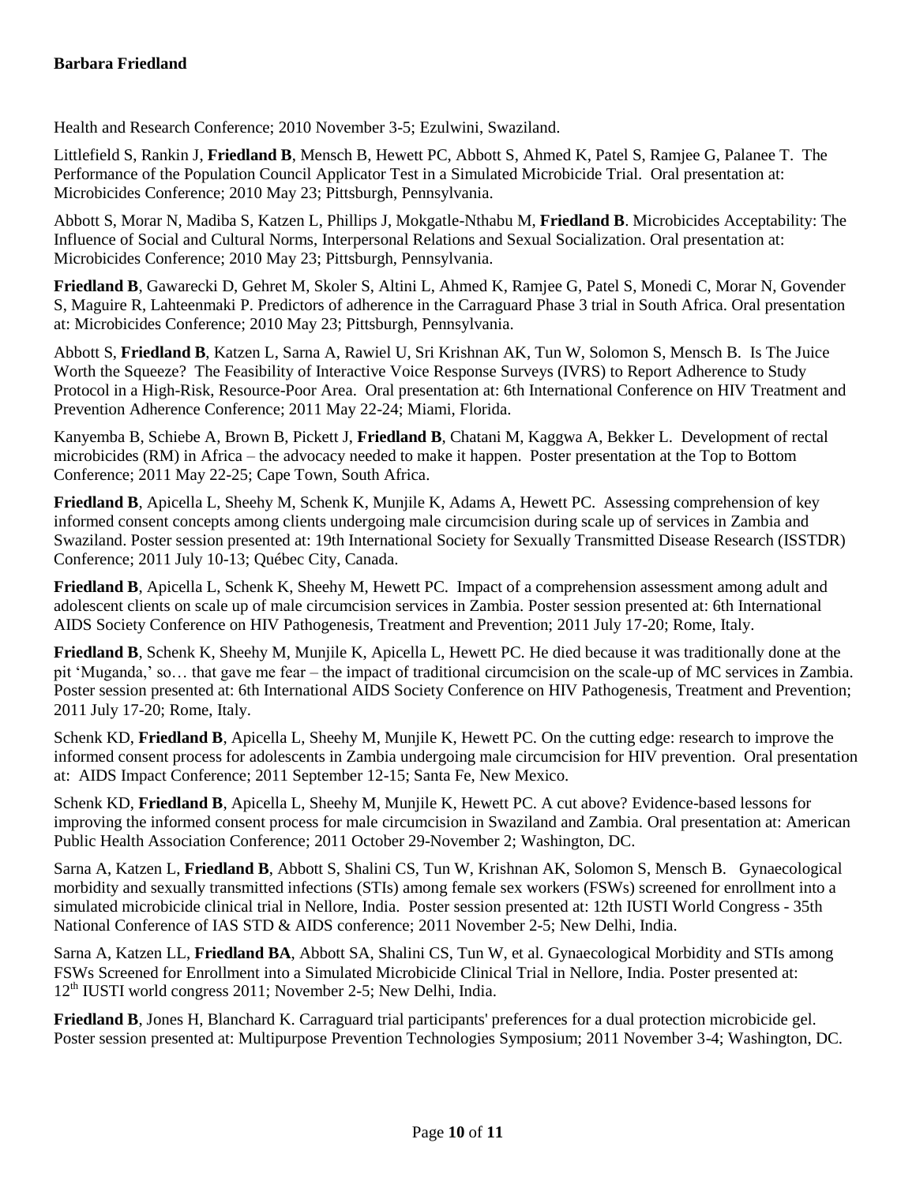Health and Research Conference; 2010 November 3-5; Ezulwini, Swaziland.

Littlefield S, Rankin J, **Friedland B**, Mensch B, Hewett PC, Abbott S, Ahmed K, Patel S, Ramjee G, Palanee T. The Performance of the Population Council Applicator Test in a Simulated Microbicide Trial. Oral presentation at: Microbicides Conference; 2010 May 23; Pittsburgh, Pennsylvania.

Abbott S, Morar N, Madiba S, Katzen L, Phillips J, Mokgatle-Nthabu M, **Friedland B**. Microbicides Acceptability: The Influence of Social and Cultural Norms, Interpersonal Relations and Sexual Socialization. Oral presentation at: Microbicides Conference; 2010 May 23; Pittsburgh, Pennsylvania.

**Friedland B**, Gawarecki D, Gehret M, Skoler S, Altini L, Ahmed K, Ramjee G, Patel S, Monedi C, Morar N, Govender S, Maguire R, Lahteenmaki P. Predictors of adherence in the Carraguard Phase 3 trial in South Africa. Oral presentation at: Microbicides Conference; 2010 May 23; Pittsburgh, Pennsylvania.

Abbott S, **Friedland B**, Katzen L, Sarna A, Rawiel U, Sri Krishnan AK, Tun W, Solomon S, Mensch B. Is The Juice Worth the Squeeze? The Feasibility of Interactive Voice Response Surveys (IVRS) to Report Adherence to Study Protocol in a High-Risk, Resource-Poor Area. Oral presentation at: 6th International Conference on HIV Treatment and Prevention Adherence Conference; 2011 May 22-24; Miami, Florida.

Kanyemba B, Schiebe A, Brown B, Pickett J, **Friedland B**, Chatani M, Kaggwa A, Bekker L. Development of rectal microbicides (RM) in Africa – the advocacy needed to make it happen. Poster presentation at the Top to Bottom Conference; 2011 May 22-25; Cape Town, South Africa.

**Friedland B**, Apicella L, Sheehy M, Schenk K, Munjile K, Adams A, Hewett PC. Assessing comprehension of key informed consent concepts among clients undergoing male circumcision during scale up of services in Zambia and Swaziland. Poster session presented at: 19th International Society for Sexually Transmitted Disease Research (ISSTDR) Conference; 2011 July 10-13; Québec City, Canada.

**Friedland B**, Apicella L, Schenk K, Sheehy M, Hewett PC. Impact of a comprehension assessment among adult and adolescent clients on scale up of male circumcision services in Zambia. Poster session presented at: 6th International AIDS Society Conference on HIV Pathogenesis, Treatment and Prevention; 2011 July 17-20; Rome, Italy.

**Friedland B**, Schenk K, Sheehy M, Munjile K, Apicella L, Hewett PC. He died because it was traditionally done at the pit 'Muganda,' so… that gave me fear – the impact of traditional circumcision on the scale-up of MC services in Zambia. Poster session presented at: 6th International AIDS Society Conference on HIV Pathogenesis, Treatment and Prevention; 2011 July 17-20; Rome, Italy.

Schenk KD, **Friedland B**, Apicella L, Sheehy M, Munjile K, Hewett PC. On the cutting edge: research to improve the informed consent process for adolescents in Zambia undergoing male circumcision for HIV prevention. Oral presentation at: AIDS Impact Conference; 2011 September 12-15; Santa Fe, New Mexico.

Schenk KD, **Friedland B**, Apicella L, Sheehy M, Munjile K, Hewett PC. A cut above? Evidence-based lessons for improving the informed consent process for male circumcision in Swaziland and Zambia. Oral presentation at: American Public Health Association Conference; 2011 October 29-November 2; Washington, DC.

Sarna A, Katzen L, **Friedland B**, Abbott S, Shalini CS, Tun W, Krishnan AK, Solomon S, Mensch B. Gynaecological morbidity and sexually transmitted infections (STIs) among female sex workers (FSWs) screened for enrollment into a simulated microbicide clinical trial in Nellore, India. Poster session presented at: 12th IUSTI World Congress - 35th National Conference of IAS STD & AIDS conference; 2011 November 2-5; New Delhi, India.

Sarna A, Katzen LL, **Friedland BA**, Abbott SA, Shalini CS, Tun W, et al. Gynaecological Morbidity and STIs among FSWs Screened for Enrollment into a Simulated Microbicide Clinical Trial in Nellore, India. Poster presented at: 12th IUSTI world congress 2011; November 2-5; New Delhi, India.

**Friedland B**, Jones H, Blanchard K. Carraguard trial participants' preferences for a dual protection microbicide gel. Poster session presented at: Multipurpose Prevention Technologies Symposium; 2011 November 3-4; Washington, DC.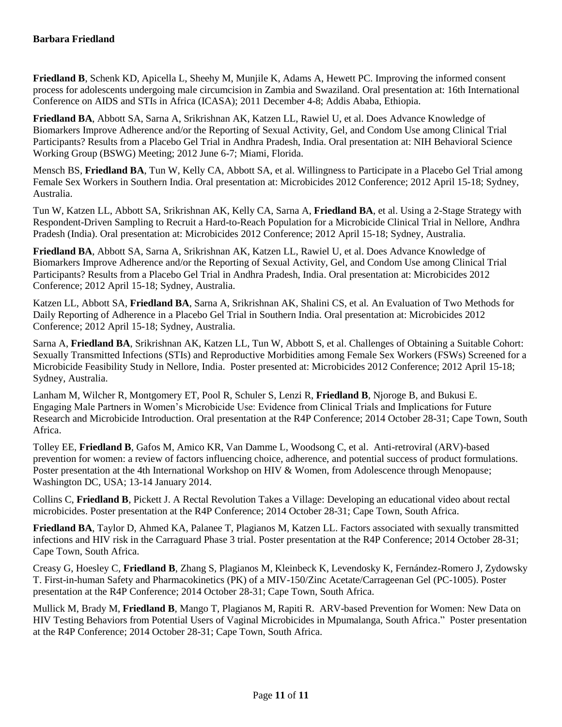**Friedland B**, Schenk KD, Apicella L, Sheehy M, Munjile K, Adams A, Hewett PC. Improving the informed consent process for adolescents undergoing male circumcision in Zambia and Swaziland. Oral presentation at: 16th International Conference on AIDS and STIs in Africa (ICASA); 2011 December 4-8; Addis Ababa, Ethiopia.

**Friedland BA**, Abbott SA, Sarna A, Srikrishnan AK, Katzen LL, Rawiel U, et al. Does Advance Knowledge of Biomarkers Improve Adherence and/or the Reporting of Sexual Activity, Gel, and Condom Use among Clinical Trial Participants? Results from a Placebo Gel Trial in Andhra Pradesh, India. Oral presentation at: NIH Behavioral Science Working Group (BSWG) Meeting; 2012 June 6-7; Miami, Florida.

Mensch BS, **Friedland BA**, Tun W, Kelly CA, Abbott SA, et al. Willingness to Participate in a Placebo Gel Trial among Female Sex Workers in Southern India. Oral presentation at: Microbicides 2012 Conference; 2012 April 15-18; Sydney, Australia.

Tun W, Katzen LL, Abbott SA, Srikrishnan AK, Kelly CA, Sarna A, **Friedland BA**, et al. Using a 2-Stage Strategy with Respondent-Driven Sampling to Recruit a Hard-to-Reach Population for a Microbicide Clinical Trial in Nellore, Andhra Pradesh (India). Oral presentation at: Microbicides 2012 Conference; 2012 April 15-18; Sydney, Australia.

**Friedland BA**, Abbott SA, Sarna A, Srikrishnan AK, Katzen LL, Rawiel U, et al. Does Advance Knowledge of Biomarkers Improve Adherence and/or the Reporting of Sexual Activity, Gel, and Condom Use among Clinical Trial Participants? Results from a Placebo Gel Trial in Andhra Pradesh, India. Oral presentation at: Microbicides 2012 Conference; 2012 April 15-18; Sydney, Australia.

Katzen LL, Abbott SA, **Friedland BA**, Sarna A, Srikrishnan AK, Shalini CS, et al. An Evaluation of Two Methods for Daily Reporting of Adherence in a Placebo Gel Trial in Southern India. Oral presentation at: Microbicides 2012 Conference; 2012 April 15-18; Sydney, Australia.

Sarna A, **Friedland BA**, Srikrishnan AK, Katzen LL, Tun W, Abbott S, et al. Challenges of Obtaining a Suitable Cohort: Sexually Transmitted Infections (STIs) and Reproductive Morbidities among Female Sex Workers (FSWs) Screened for a Microbicide Feasibility Study in Nellore, India. Poster presented at: Microbicides 2012 Conference; 2012 April 15-18; Sydney, Australia.

Lanham M, Wilcher R, Montgomery ET, Pool R, Schuler S, Lenzi R, **Friedland B**, Njoroge B, and Bukusi E. Engaging Male Partners in Women's Microbicide Use: Evidence from Clinical Trials and Implications for Future Research and Microbicide Introduction. Oral presentation at the R4P Conference; 2014 October 28-31; Cape Town, South Africa.

Tolley EE, **Friedland B**, Gafos M, Amico KR, Van Damme L, Woodsong C, et al. Anti-retroviral (ARV)-based prevention for women: a review of factors influencing choice, adherence, and potential success of product formulations. Poster presentation at the 4th International Workshop on HIV & Women, from Adolescence through Menopause; Washington DC, USA; 13-14 January 2014.

Collins C, **Friedland B**, Pickett J. A Rectal Revolution Takes a Village: Developing an educational video about rectal microbicides. Poster presentation at the R4P Conference; 2014 October 28-31; Cape Town, South Africa.

**Friedland BA**, Taylor D, Ahmed KA, Palanee T, Plagianos M, Katzen LL. Factors associated with sexually transmitted infections and HIV risk in the Carraguard Phase 3 trial. Poster presentation at the R4P Conference; 2014 October 28-31; Cape Town, South Africa.

Creasy G, Hoesley C, **Friedland B**, Zhang S, Plagianos M, Kleinbeck K, Levendosky K, Fernández-Romero J, Zydowsky T. First-in-human Safety and Pharmacokinetics (PK) of a MIV-150/Zinc Acetate/Carrageenan Gel (PC-1005). Poster presentation at the R4P Conference; 2014 October 28-31; Cape Town, South Africa.

Mullick M, Brady M, **Friedland B**, Mango T, Plagianos M, Rapiti R. ARV-based Prevention for Women: New Data on HIV Testing Behaviors from Potential Users of Vaginal Microbicides in Mpumalanga, South Africa." Poster presentation at the R4P Conference; 2014 October 28-31; Cape Town, South Africa.